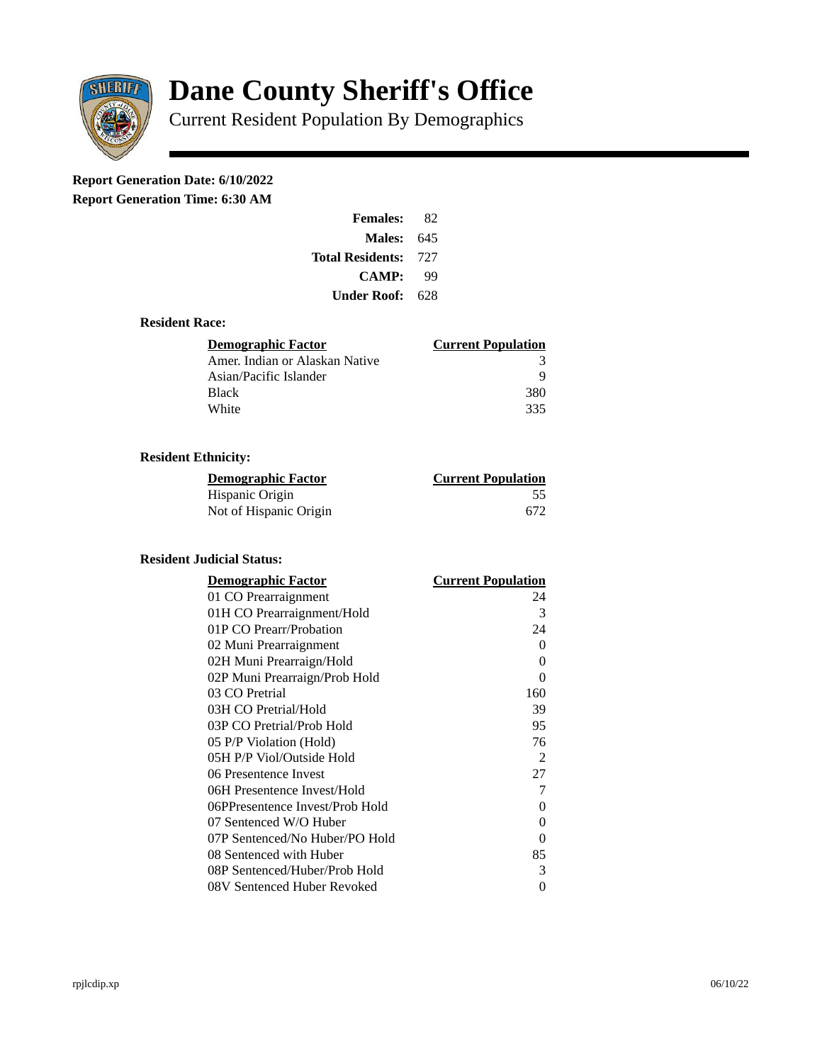# Dane County Sheriff's Office

Current Resident Population By Demographics

**Report Generation Date: 6/10/2022**

**Report Generation Time: 6:30 AM**

| | |
|---|---|
| **Females:** | 82 |
| **Males:** | 645 |
| **Total Residents:** | 727 |
| **CAMP:** | 99 |
| **Under Roof:** | 628 |

### Resident Race:

| Demographic Factor | Current Population |
|---|---|
| Amer. Indian or Alaskan Native | 3 |
| Asian/Pacific Islander | 9 |
| Black | 380 |
| White | 335 |

### Resident Ethnicity:

| Demographic Factor | Current Population |
|---|---|
| Hispanic Origin | 55 |
| Not of Hispanic Origin | 672 |

### Resident Judicial Status:

| Demographic Factor | Current Population |
|---|---|
| 01 CO Prearraignment | 24 |
| 01H CO Prearraignment/Hold | 3 |
| 01P CO Prearr/Probation | 24 |
| 02 Muni Prearraignment | 0 |
| 02H Muni Prearraign/Hold | 0 |
| 02P Muni Prearraign/Prob Hold | 0 |
| 03 CO Pretrial | 160 |
| 03H CO Pretrial/Hold | 39 |
| 03P CO Pretrial/Prob Hold | 95 |
| 05 P/P Violation (Hold) | 76 |
| 05H P/P Viol/Outside Hold | 2 |
| 06 Presentence Invest | 27 |
| 06H Presentence Invest/Hold | 7 |
| 06PPresentence Invest/Prob Hold | 0 |
| 07 Sentenced W/O Huber | 0 |
| 07P Sentenced/No Huber/PO Hold | 0 |
| 08 Sentenced with Huber | 85 |
| 08P Sentenced/Huber/Prob Hold | 3 |
| 08V Sentenced Huber Revoked | 0 |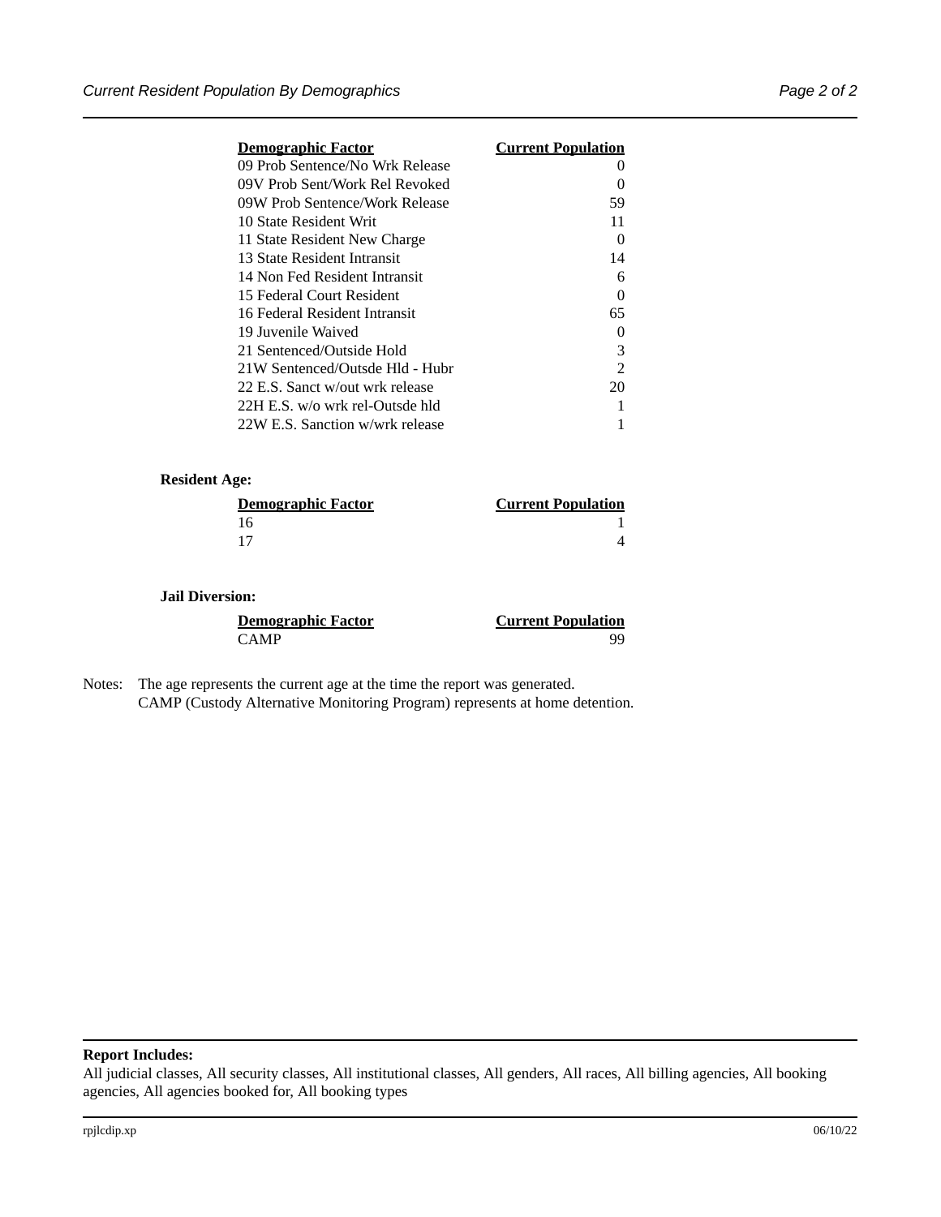| Demographic Factor | Current Population |
|---|---|
| 09 Prob Sentence/No Wrk Release | 0 |
| 09V Prob Sent/Work Rel Revoked | 0 |
| 09W Prob Sentence/Work Release | 59 |
| 10 State Resident Writ | 11 |
| 11 State Resident New Charge | 0 |
| 13 State Resident Intransit | 14 |
| 14 Non Fed Resident Intransit | 6 |
| 15 Federal Court Resident | 0 |
| 16 Federal Resident Intransit | 65 |
| 19 Juvenile Waived | 0 |
| 21 Sentenced/Outside Hold | 3 |
| 21W Sentenced/Outsde Hld - Hubr | 2 |
| 22 E.S. Sanct w/out wrk release | 20 |
| 22H E.S. w/o wrk rel-Outsde hld | 1 |
| 22W E.S. Sanction w/wrk release | 1 |

**Resident Age:**

| Demographic Factor | Current Population |
|---|---|
| 16 | 1 |
| 17 | 4 |

**Jail Diversion:**

| Demographic Factor | Current Population |
|---|---|
| CAMP | 99 |

Notes: The age represents the current age at the time the report was generated.
CAMP (Custody Alternative Monitoring Program) represents at home detention.

**Report Includes:**
All judicial classes, All security classes, All institutional classes, All genders, All races, All billing agencies, All booking agencies, All agencies booked for, All booking types